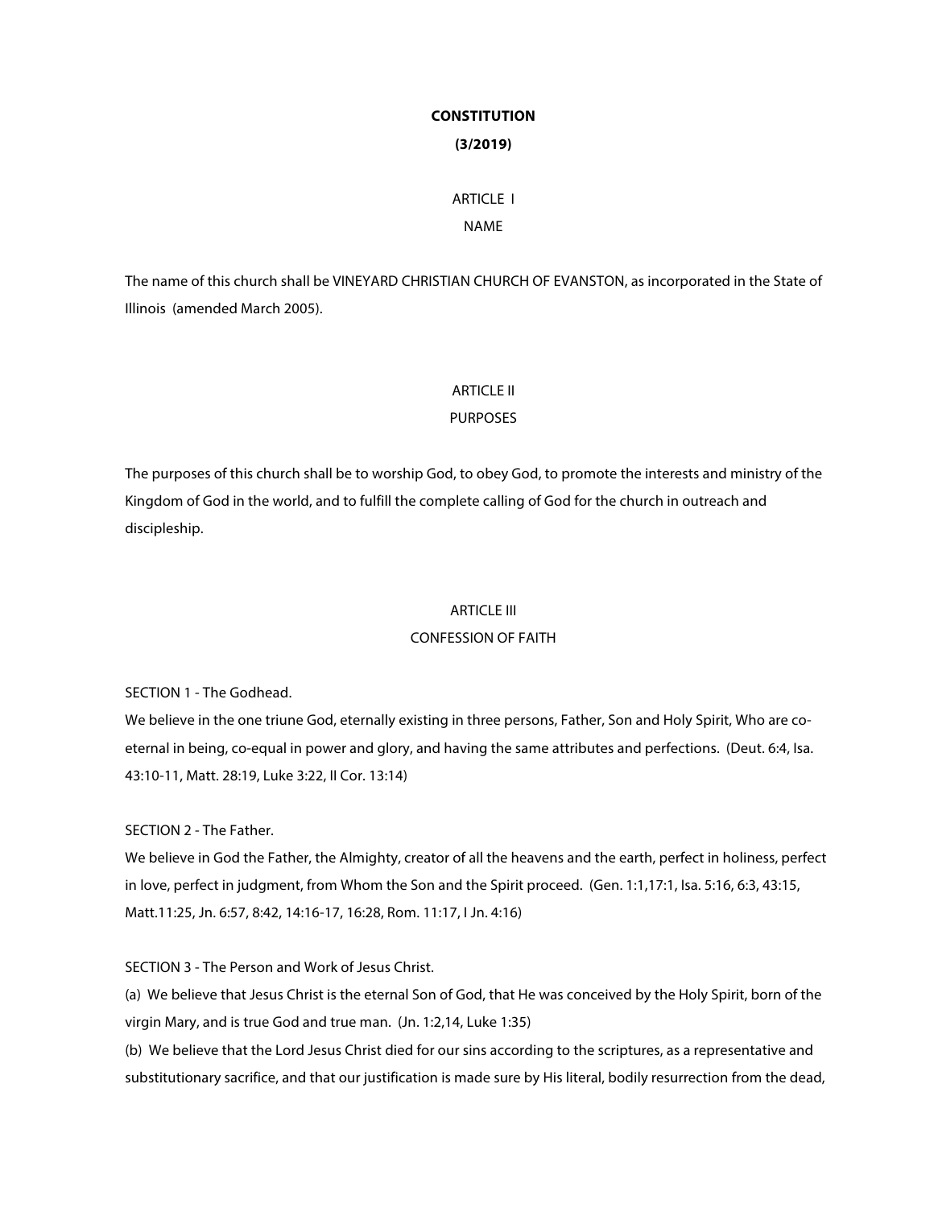# CONSTITUTION

**(3/2019)**

## ARTICLE I
## NAME

The name of this church shall be VINEYARD CHRISTIAN CHURCH OF EVANSTON, as incorporated in the State of Illinois (amended March 2005).

## ARTICLE II
## PURPOSES

The purposes of this church shall be to worship God, to obey God, to promote the interests and ministry of the Kingdom of God in the world, and to fulfill the complete calling of God for the church in outreach and discipleship.

## ARTICLE III
## CONFESSION OF FAITH

SECTION 1 - The Godhead.
We believe in the one triune God, eternally existing in three persons, Father, Son and Holy Spirit, Who are co-eternal in being, co-equal in power and glory, and having the same attributes and perfections. (Deut. 6:4, Isa. 43:10-11, Matt. 28:19, Luke 3:22, II Cor. 13:14)

SECTION 2 - The Father.
We believe in God the Father, the Almighty, creator of all the heavens and the earth, perfect in holiness, perfect in love, perfect in judgment, from Whom the Son and the Spirit proceed. (Gen. 1:1,17:1, Isa. 5:16, 6:3, 43:15, Matt.11:25, Jn. 6:57, 8:42, 14:16-17, 16:28, Rom. 11:17, I Jn. 4:16)

SECTION 3 - The Person and Work of Jesus Christ.
(a) We believe that Jesus Christ is the eternal Son of God, that He was conceived by the Holy Spirit, born of the virgin Mary, and is true God and true man. (Jn. 1:2,14, Luke 1:35)
(b) We believe that the Lord Jesus Christ died for our sins according to the scriptures, as a representative and substitutionary sacrifice, and that our justification is made sure by His literal, bodily resurrection from the dead,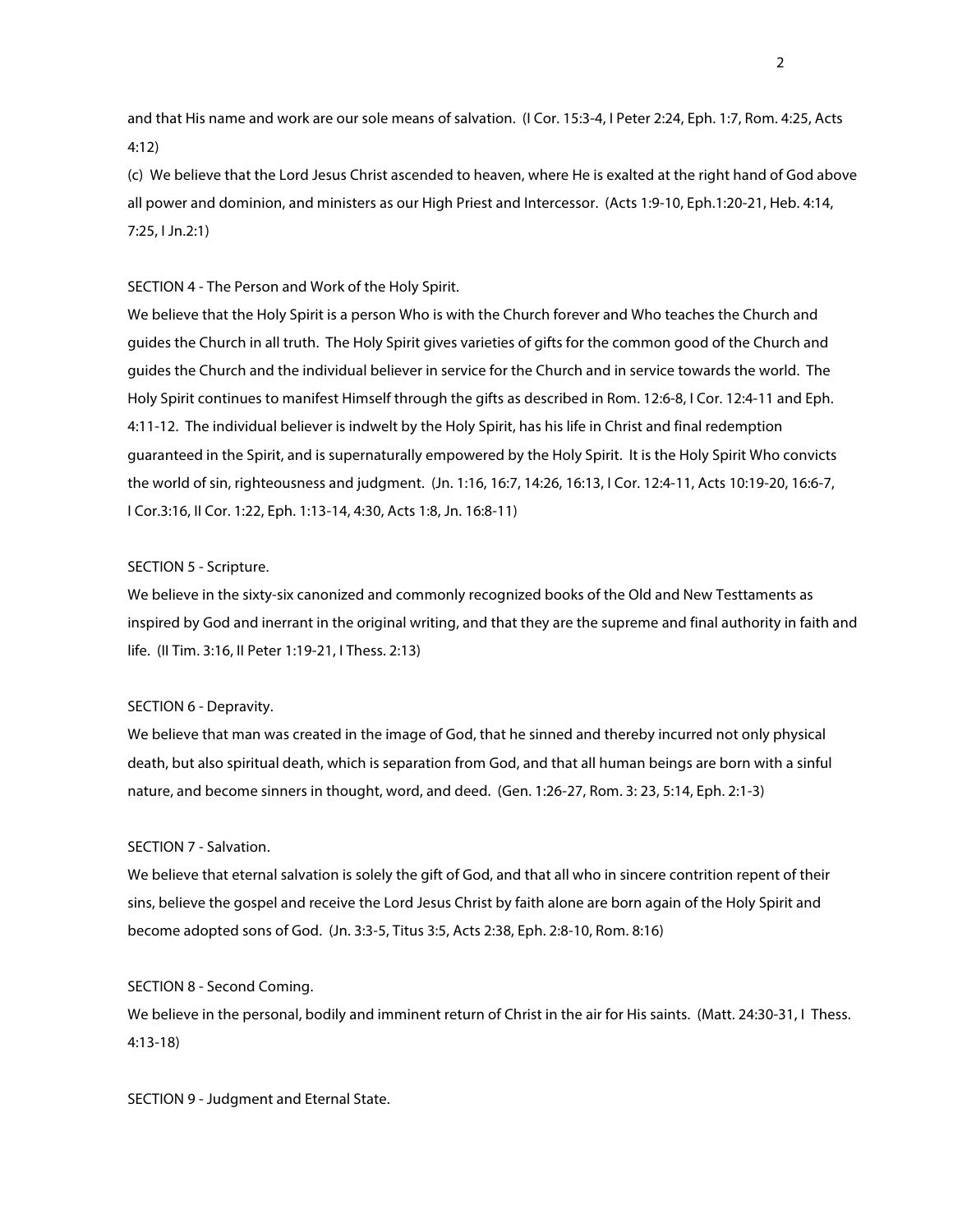and that His name and work are our sole means of salvation. (I Cor. 15:3-4, I Peter 2:24, Eph. 1:7, Rom. 4:25, Acts 4:12)

(c) We believe that the Lord Jesus Christ ascended to heaven, where He is exalted at the right hand of God above all power and dominion, and ministers as our High Priest and Intercessor. (Acts 1:9-10, Eph.1:20-21, Heb. 4:14, 7:25, I Jn.2:1)

SECTION 4 - The Person and Work of the Holy Spirit.

We believe that the Holy Spirit is a person Who is with the Church forever and Who teaches the Church and guides the Church in all truth. The Holy Spirit gives varieties of gifts for the common good of the Church and guides the Church and the individual believer in service for the Church and in service towards the world. The Holy Spirit continues to manifest Himself through the gifts as described in Rom. 12:6-8, I Cor. 12:4-11 and Eph. 4:11-12. The individual believer is indwelt by the Holy Spirit, has his life in Christ and final redemption guaranteed in the Spirit, and is supernaturally empowered by the Holy Spirit. It is the Holy Spirit Who convicts the world of sin, righteousness and judgment. (Jn. 1:16, 16:7, 14:26, 16:13, I Cor. 12:4-11, Acts 10:19-20, 16:6-7, I Cor.3:16, II Cor. 1:22, Eph. 1:13-14, 4:30, Acts 1:8, Jn. 16:8-11)

SECTION 5 - Scripture.

We believe in the sixty-six canonized and commonly recognized books of the Old and New Testtaments as inspired by God and inerrant in the original writing, and that they are the supreme and final authority in faith and life. (II Tim. 3:16, II Peter 1:19-21, I Thess. 2:13)

SECTION 6 - Depravity.

We believe that man was created in the image of God, that he sinned and thereby incurred not only physical death, but also spiritual death, which is separation from God, and that all human beings are born with a sinful nature, and become sinners in thought, word, and deed. (Gen. 1:26-27, Rom. 3: 23, 5:14, Eph. 2:1-3)

SECTION 7 - Salvation.

We believe that eternal salvation is solely the gift of God, and that all who in sincere contrition repent of their sins, believe the gospel and receive the Lord Jesus Christ by faith alone are born again of the Holy Spirit and become adopted sons of God. (Jn. 3:3-5, Titus 3:5, Acts 2:38, Eph. 2:8-10, Rom. 8:16)

SECTION 8 - Second Coming.

We believe in the personal, bodily and imminent return of Christ in the air for His saints. (Matt. 24:30-31, I Thess. 4:13-18)

SECTION 9 - Judgment and Eternal State.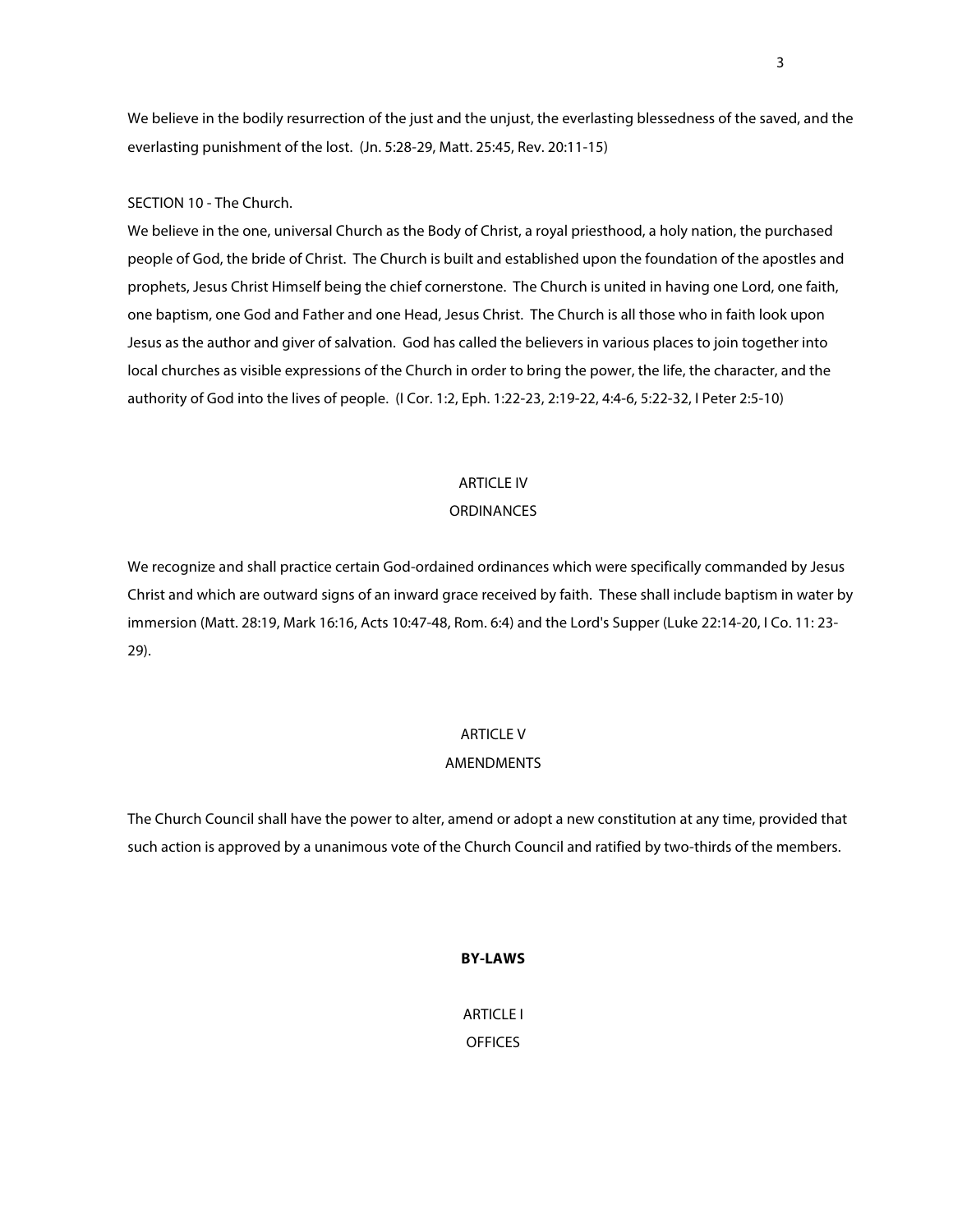We believe in the bodily resurrection of the just and the unjust, the everlasting blessedness of the saved, and the everlasting punishment of the lost. (Jn. 5:28-29, Matt. 25:45, Rev. 20:11-15)

SECTION 10 - The Church.

We believe in the one, universal Church as the Body of Christ, a royal priesthood, a holy nation, the purchased people of God, the bride of Christ. The Church is built and established upon the foundation of the apostles and prophets, Jesus Christ Himself being the chief cornerstone. The Church is united in having one Lord, one faith, one baptism, one God and Father and one Head, Jesus Christ. The Church is all those who in faith look upon Jesus as the author and giver of salvation. God has called the believers in various places to join together into local churches as visible expressions of the Church in order to bring the power, the life, the character, and the authority of God into the lives of people. (I Cor. 1:2, Eph. 1:22-23, 2:19-22, 4:4-6, 5:22-32, I Peter 2:5-10)

## ARTICLE IV
## ORDINANCES

We recognize and shall practice certain God-ordained ordinances which were specifically commanded by Jesus Christ and which are outward signs of an inward grace received by faith. These shall include baptism in water by immersion (Matt. 28:19, Mark 16:16, Acts 10:47-48, Rom. 6:4) and the Lord's Supper (Luke 22:14-20, I Co. 11: 23-29).

## ARTICLE V
## AMENDMENTS

The Church Council shall have the power to alter, amend or adopt a new constitution at any time, provided that such action is approved by a unanimous vote of the Church Council and ratified by two-thirds of the members.

# BY-LAWS

## ARTICLE I
## OFFICES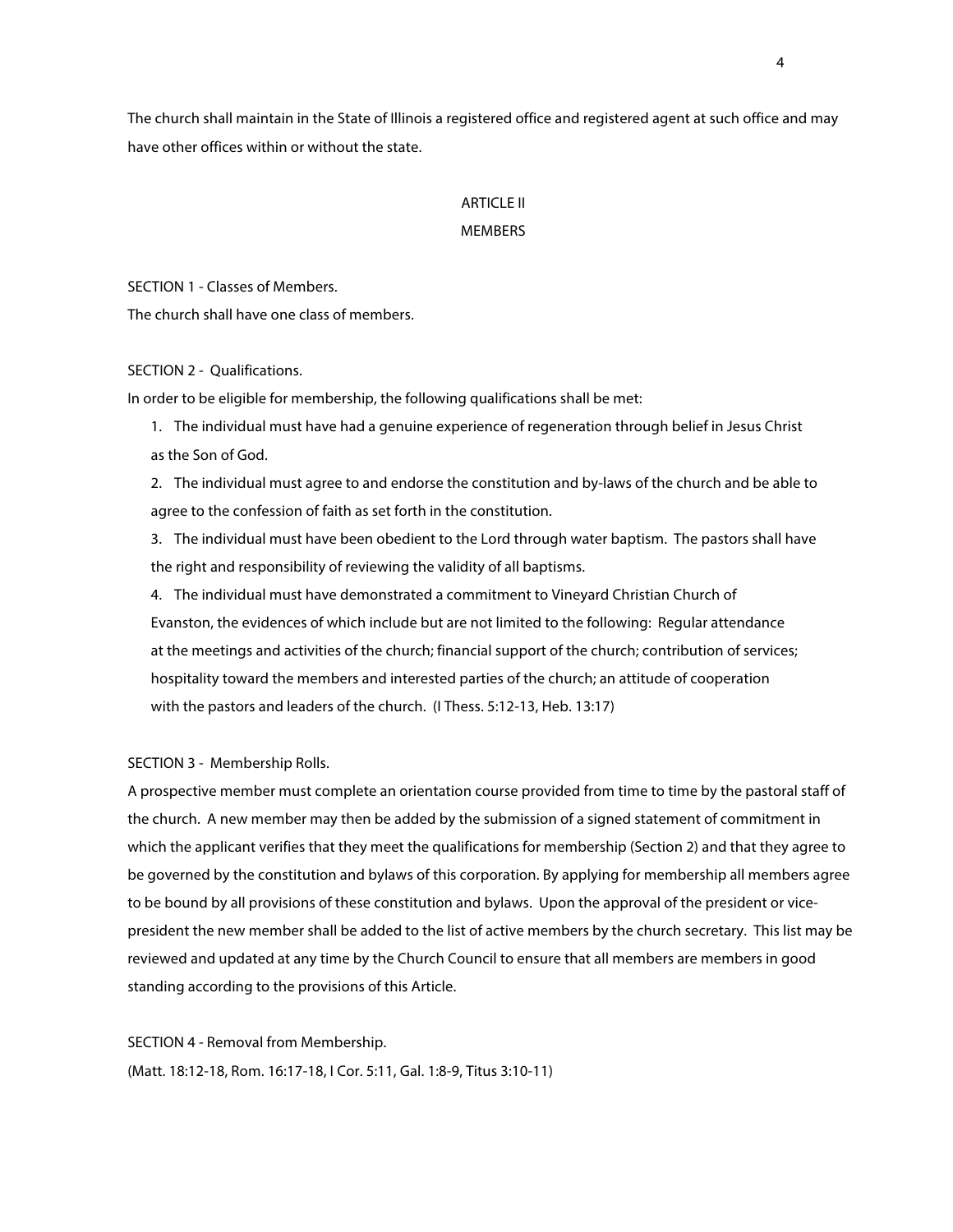The church shall maintain in the State of Illinois a registered office and registered agent at such office and may have other offices within or without the state.

## ARTICLE II
## MEMBERS

SECTION 1 - Classes of Members.

The church shall have one class of members.

SECTION 2 - Qualifications.

In order to be eligible for membership, the following qualifications shall be met:

1. The individual must have had a genuine experience of regeneration through belief in Jesus Christ as the Son of God.
2. The individual must agree to and endorse the constitution and by-laws of the church and be able to agree to the confession of faith as set forth in the constitution.
3. The individual must have been obedient to the Lord through water baptism. The pastors shall have the right and responsibility of reviewing the validity of all baptisms.
4. The individual must have demonstrated a commitment to Vineyard Christian Church of Evanston, the evidences of which include but are not limited to the following: Regular attendance at the meetings and activities of the church; financial support of the church; contribution of services; hospitality toward the members and interested parties of the church; an attitude of cooperation with the pastors and leaders of the church. (I Thess. 5:12-13, Heb. 13:17)

SECTION 3 - Membership Rolls.

A prospective member must complete an orientation course provided from time to time by the pastoral staff of the church. A new member may then be added by the submission of a signed statement of commitment in which the applicant verifies that they meet the qualifications for membership (Section 2) and that they agree to be governed by the constitution and bylaws of this corporation. By applying for membership all members agree to be bound by all provisions of these constitution and bylaws. Upon the approval of the president or vice-president the new member shall be added to the list of active members by the church secretary. This list may be reviewed and updated at any time by the Church Council to ensure that all members are members in good standing according to the provisions of this Article.

SECTION 4 - Removal from Membership.

(Matt. 18:12-18, Rom. 16:17-18, I Cor. 5:11, Gal. 1:8-9, Titus 3:10-11)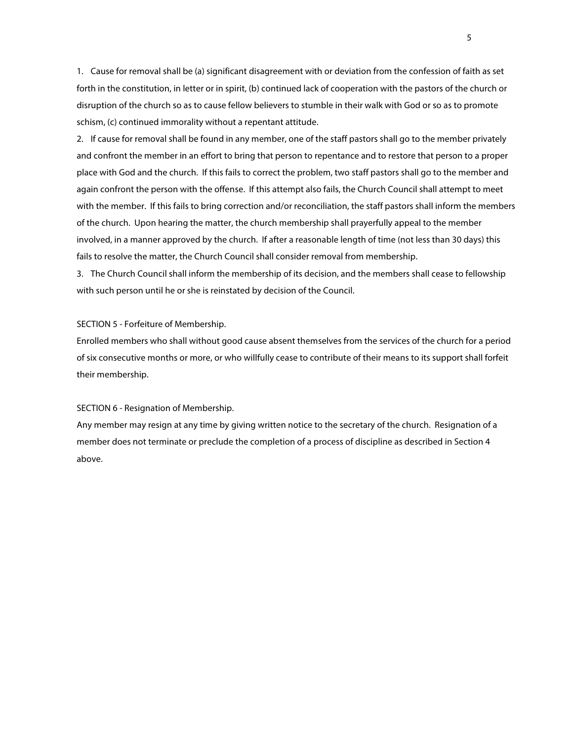1. Cause for removal shall be (a) significant disagreement with or deviation from the confession of faith as set forth in the constitution, in letter or in spirit, (b) continued lack of cooperation with the pastors of the church or disruption of the church so as to cause fellow believers to stumble in their walk with God or so as to promote schism, (c) continued immorality without a repentant attitude.
2. If cause for removal shall be found in any member, one of the staff pastors shall go to the member privately and confront the member in an effort to bring that person to repentance and to restore that person to a proper place with God and the church. If this fails to correct the problem, two staff pastors shall go to the member and again confront the person with the offense. If this attempt also fails, the Church Council shall attempt to meet with the member. If this fails to bring correction and/or reconciliation, the staff pastors shall inform the members of the church. Upon hearing the matter, the church membership shall prayerfully appeal to the member involved, in a manner approved by the church. If after a reasonable length of time (not less than 30 days) this fails to resolve the matter, the Church Council shall consider removal from membership.
3. The Church Council shall inform the membership of its decision, and the members shall cease to fellowship with such person until he or she is reinstated by decision of the Council.

SECTION 5 - Forfeiture of Membership.

Enrolled members who shall without good cause absent themselves from the services of the church for a period of six consecutive months or more, or who willfully cease to contribute of their means to its support shall forfeit their membership.

SECTION 6 - Resignation of Membership.

Any member may resign at any time by giving written notice to the secretary of the church. Resignation of a member does not terminate or preclude the completion of a process of discipline as described in Section 4 above.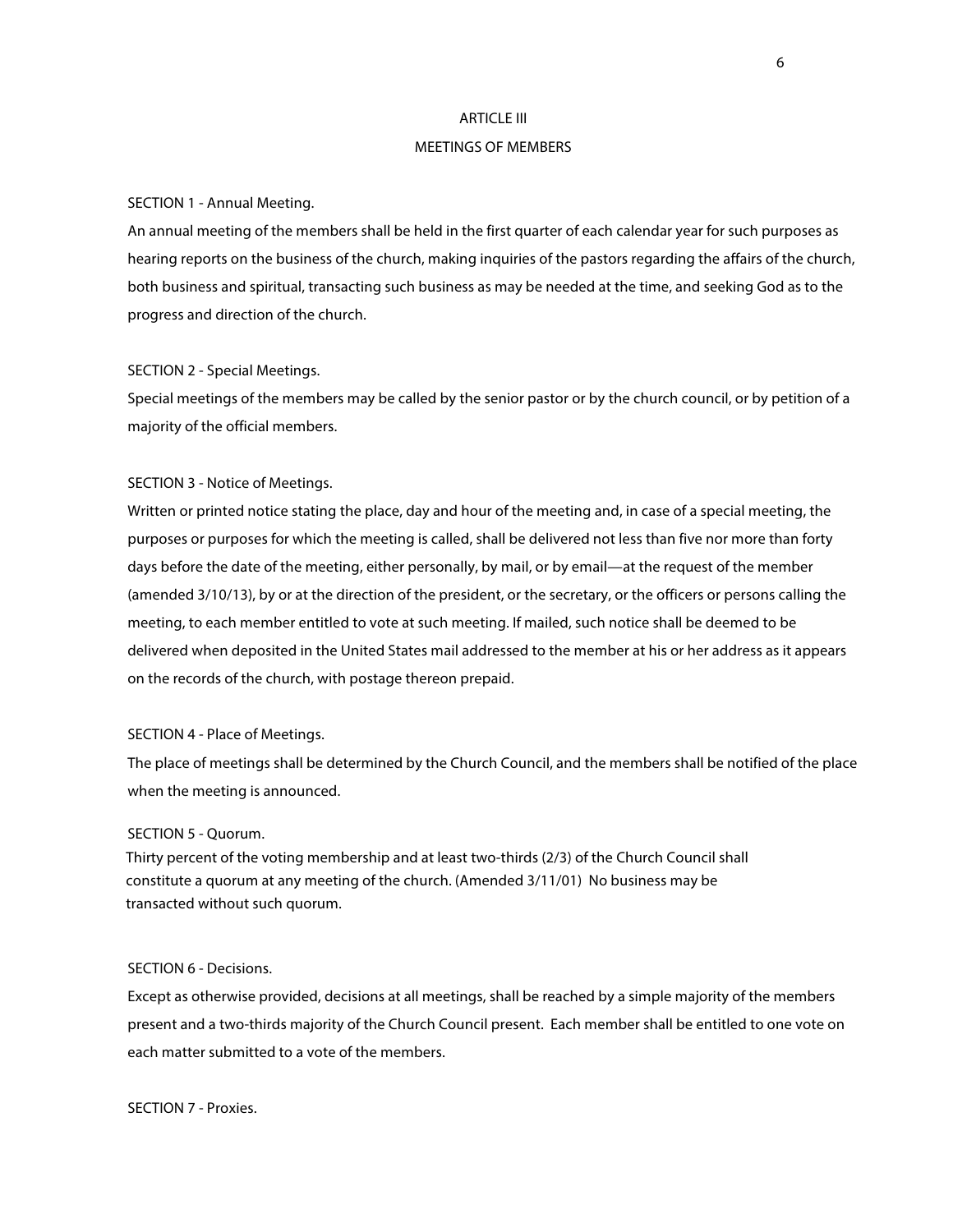## ARTICLE III
## MEETINGS OF MEMBERS

SECTION 1 - Annual Meeting.

An annual meeting of the members shall be held in the first quarter of each calendar year for such purposes as hearing reports on the business of the church, making inquiries of the pastors regarding the affairs of the church, both business and spiritual, transacting such business as may be needed at the time, and seeking God as to the progress and direction of the church.

SECTION 2 - Special Meetings.

Special meetings of the members may be called by the senior pastor or by the church council, or by petition of a majority of the official members.

SECTION 3 - Notice of Meetings.

Written or printed notice stating the place, day and hour of the meeting and, in case of a special meeting, the purposes or purposes for which the meeting is called, shall be delivered not less than five nor more than forty days before the date of the meeting, either personally, by mail, or by email—at the request of the member (amended 3/10/13), by or at the direction of the president, or the secretary, or the officers or persons calling the meeting, to each member entitled to vote at such meeting. If mailed, such notice shall be deemed to be delivered when deposited in the United States mail addressed to the member at his or her address as it appears on the records of the church, with postage thereon prepaid.

SECTION 4 - Place of Meetings.

The place of meetings shall be determined by the Church Council, and the members shall be notified of the place when the meeting is announced.

SECTION 5 - Quorum.

Thirty percent of the voting membership and at least two-thirds (2/3) of the Church Council shall constitute a quorum at any meeting of the church. (Amended 3/11/01) No business may be transacted without such quorum.

SECTION 6 - Decisions.

Except as otherwise provided, decisions at all meetings, shall be reached by a simple majority of the members present and a two-thirds majority of the Church Council present. Each member shall be entitled to one vote on each matter submitted to a vote of the members.

SECTION 7 - Proxies.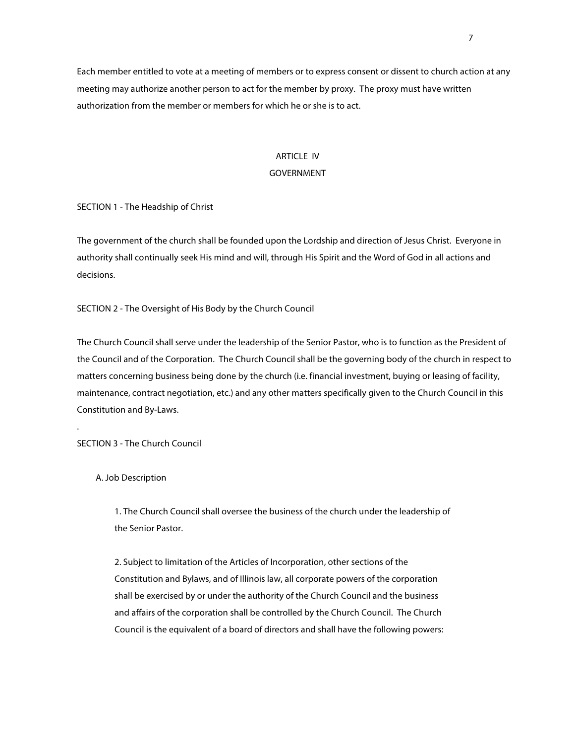Each member entitled to vote at a meeting of members or to express consent or dissent to church action at any meeting may authorize another person to act for the member by proxy. The proxy must have written authorization from the member or members for which he or she is to act.

## ARTICLE IV
## GOVERNMENT

SECTION 1 - The Headship of Christ

The government of the church shall be founded upon the Lordship and direction of Jesus Christ. Everyone in authority shall continually seek His mind and will, through His Spirit and the Word of God in all actions and decisions.

SECTION 2 - The Oversight of His Body by the Church Council

The Church Council shall serve under the leadership of the Senior Pastor, who is to function as the President of the Council and of the Corporation. The Church Council shall be the governing body of the church in respect to matters concerning business being done by the church (i.e. financial investment, buying or leasing of facility, maintenance, contract negotiation, etc.) and any other matters specifically given to the Church Council in this Constitution and By-Laws.

.

SECTION 3 - The Church Council

A. Job Description

1. The Church Council shall oversee the business of the church under the leadership of the Senior Pastor.

2. Subject to limitation of the Articles of Incorporation, other sections of the Constitution and Bylaws, and of Illinois law, all corporate powers of the corporation shall be exercised by or under the authority of the Church Council and the business and affairs of the corporation shall be controlled by the Church Council. The Church Council is the equivalent of a board of directors and shall have the following powers: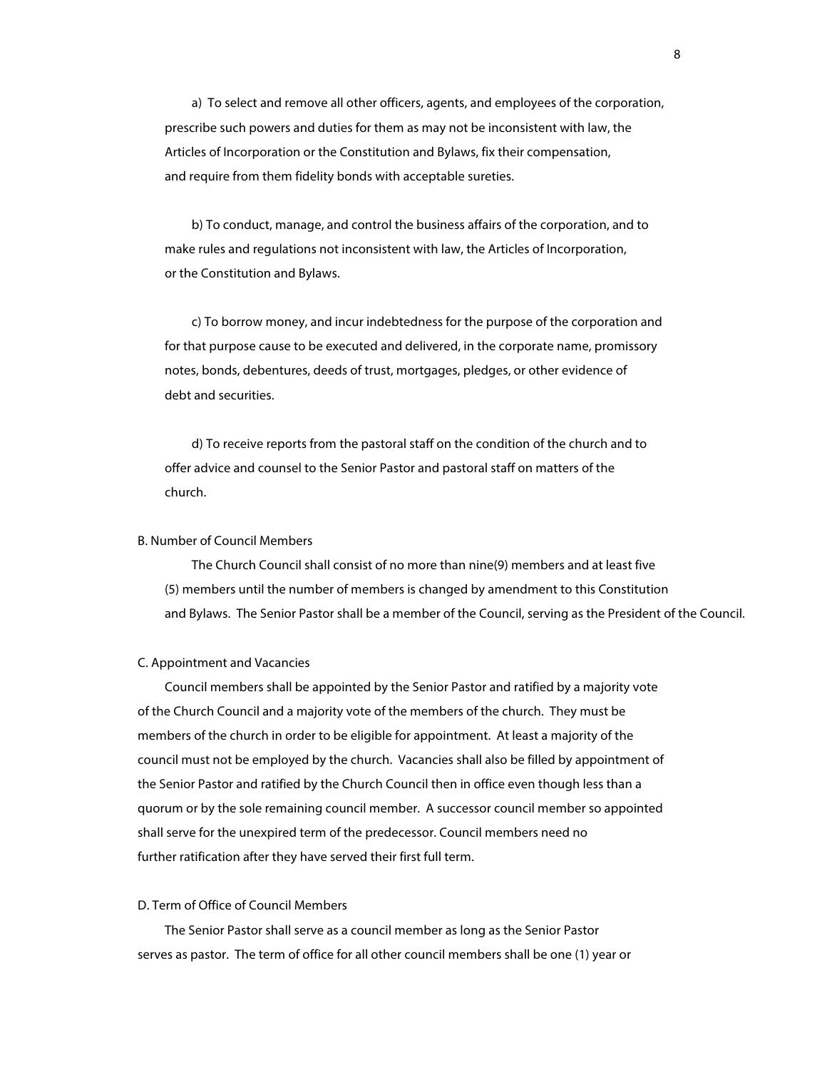a) To select and remove all other officers, agents, and employees of the corporation, prescribe such powers and duties for them as may not be inconsistent with law, the Articles of Incorporation or the Constitution and Bylaws, fix their compensation, and require from them fidelity bonds with acceptable sureties.

b) To conduct, manage, and control the business affairs of the corporation, and to make rules and regulations not inconsistent with law, the Articles of Incorporation, or the Constitution and Bylaws.

c) To borrow money, and incur indebtedness for the purpose of the corporation and for that purpose cause to be executed and delivered, in the corporate name, promissory notes, bonds, debentures, deeds of trust, mortgages, pledges, or other evidence of debt and securities.

d) To receive reports from the pastoral staff on the condition of the church and to offer advice and counsel to the Senior Pastor and pastoral staff on matters of the church.

B. Number of Council Members

The Church Council shall consist of no more than nine(9) members and at least five (5) members until the number of members is changed by amendment to this Constitution and Bylaws. The Senior Pastor shall be a member of the Council, serving as the President of the Council.

C. Appointment and Vacancies

Council members shall be appointed by the Senior Pastor and ratified by a majority vote of the Church Council and a majority vote of the members of the church. They must be members of the church in order to be eligible for appointment. At least a majority of the council must not be employed by the church. Vacancies shall also be filled by appointment of the Senior Pastor and ratified by the Church Council then in office even though less than a quorum or by the sole remaining council member. A successor council member so appointed shall serve for the unexpired term of the predecessor. Council members need no further ratification after they have served their first full term.

D. Term of Office of Council Members

The Senior Pastor shall serve as a council member as long as the Senior Pastor serves as pastor. The term of office for all other council members shall be one (1) year or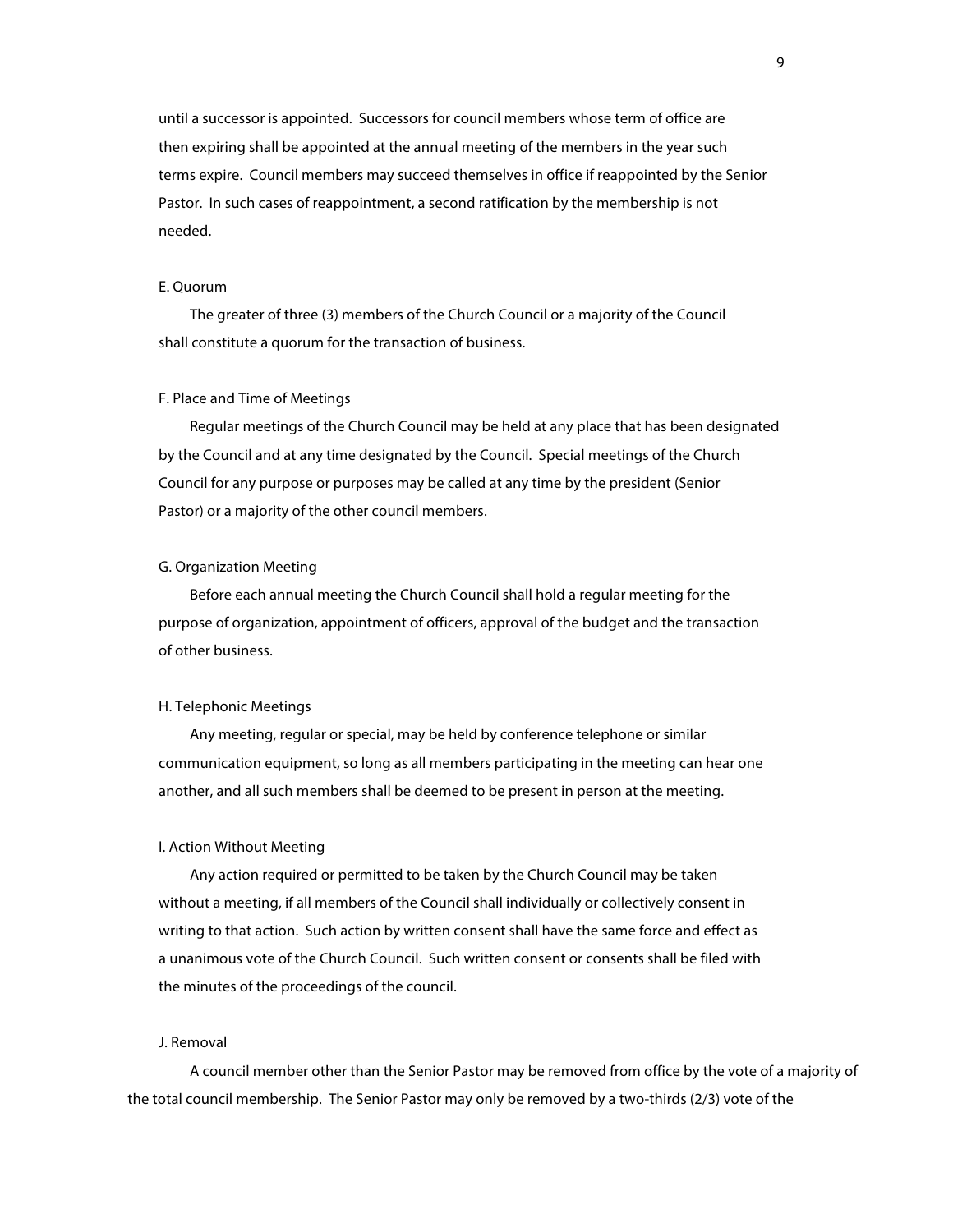until a successor is appointed. Successors for council members whose term of office are then expiring shall be appointed at the annual meeting of the members in the year such terms expire. Council members may succeed themselves in office if reappointed by the Senior Pastor. In such cases of reappointment, a second ratification by the membership is not needed.

E. Quorum

The greater of three (3) members of the Church Council or a majority of the Council shall constitute a quorum for the transaction of business.

F. Place and Time of Meetings

Regular meetings of the Church Council may be held at any place that has been designated by the Council and at any time designated by the Council. Special meetings of the Church Council for any purpose or purposes may be called at any time by the president (Senior Pastor) or a majority of the other council members.

G. Organization Meeting

Before each annual meeting the Church Council shall hold a regular meeting for the purpose of organization, appointment of officers, approval of the budget and the transaction of other business.

H. Telephonic Meetings

Any meeting, regular or special, may be held by conference telephone or similar communication equipment, so long as all members participating in the meeting can hear one another, and all such members shall be deemed to be present in person at the meeting.

I. Action Without Meeting

Any action required or permitted to be taken by the Church Council may be taken without a meeting, if all members of the Council shall individually or collectively consent in writing to that action. Such action by written consent shall have the same force and effect as a unanimous vote of the Church Council. Such written consent or consents shall be filed with the minutes of the proceedings of the council.

J. Removal

A council member other than the Senior Pastor may be removed from office by the vote of a majority of the total council membership. The Senior Pastor may only be removed by a two-thirds (2/3) vote of the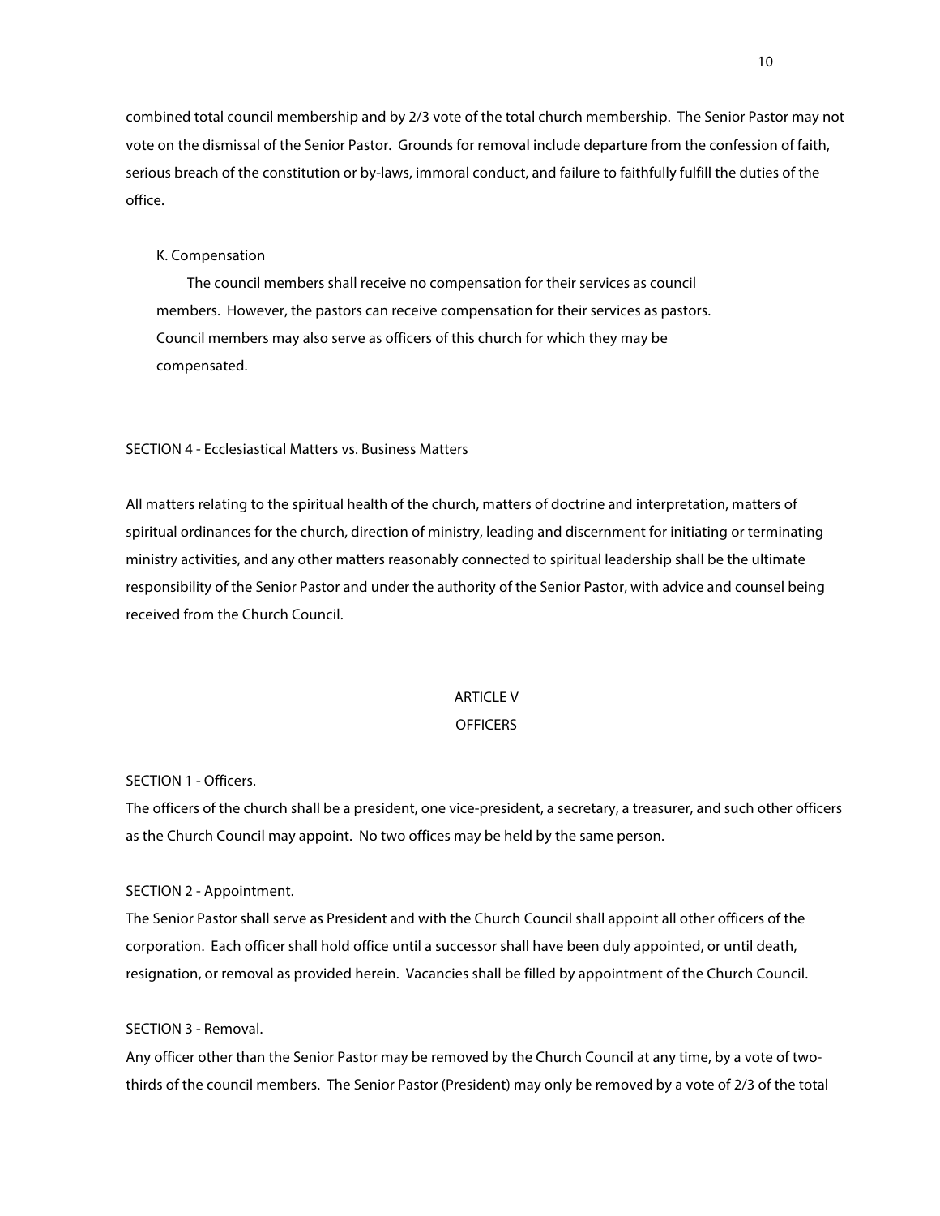combined total council membership and by 2/3 vote of the total church membership. The Senior Pastor may not vote on the dismissal of the Senior Pastor. Grounds for removal include departure from the confession of faith, serious breach of the constitution or by-laws, immoral conduct, and failure to faithfully fulfill the duties of the office.

K. Compensation

The council members shall receive no compensation for their services as council members. However, the pastors can receive compensation for their services as pastors. Council members may also serve as officers of this church for which they may be compensated.

SECTION 4 - Ecclesiastical Matters vs. Business Matters

All matters relating to the spiritual health of the church, matters of doctrine and interpretation, matters of spiritual ordinances for the church, direction of ministry, leading and discernment for initiating or terminating ministry activities, and any other matters reasonably connected to spiritual leadership shall be the ultimate responsibility of the Senior Pastor and under the authority of the Senior Pastor, with advice and counsel being received from the Church Council.

## ARTICLE V
## OFFICERS

SECTION 1 - Officers.

The officers of the church shall be a president, one vice-president, a secretary, a treasurer, and such other officers as the Church Council may appoint. No two offices may be held by the same person.

SECTION 2 - Appointment.

The Senior Pastor shall serve as President and with the Church Council shall appoint all other officers of the corporation. Each officer shall hold office until a successor shall have been duly appointed, or until death, resignation, or removal as provided herein. Vacancies shall be filled by appointment of the Church Council.

SECTION 3 - Removal.

Any officer other than the Senior Pastor may be removed by the Church Council at any time, by a vote of two-thirds of the council members. The Senior Pastor (President) may only be removed by a vote of 2/3 of the total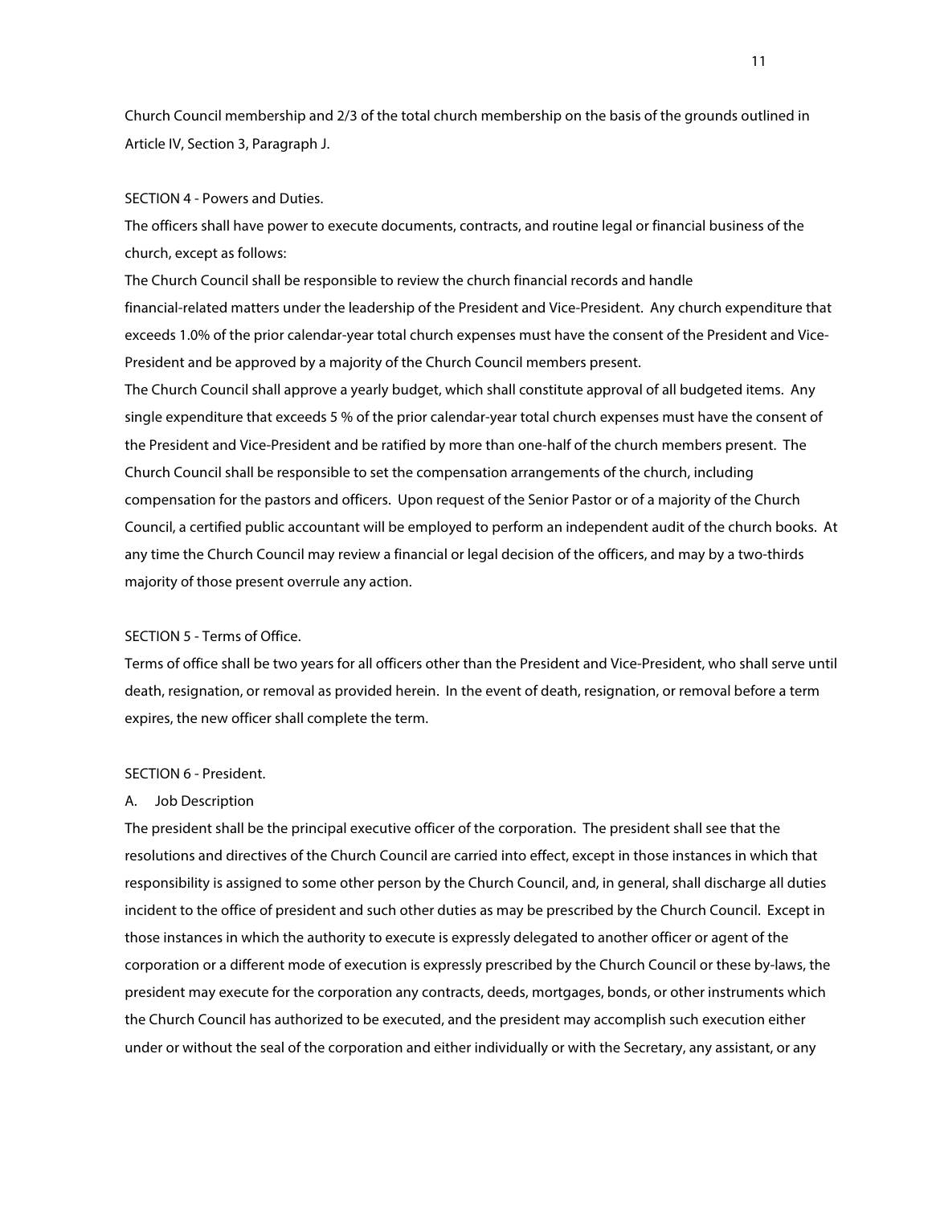Church Council membership and 2/3 of the total church membership on the basis of the grounds outlined in Article IV, Section 3, Paragraph J.

SECTION 4 - Powers and Duties.

The officers shall have power to execute documents, contracts, and routine legal or financial business of the church, except as follows:

The Church Council shall be responsible to review the church financial records and handle financial-related matters under the leadership of the President and Vice-President. Any church expenditure that exceeds 1.0% of the prior calendar-year total church expenses must have the consent of the President and Vice-President and be approved by a majority of the Church Council members present.

The Church Council shall approve a yearly budget, which shall constitute approval of all budgeted items. Any single expenditure that exceeds 5 % of the prior calendar-year total church expenses must have the consent of the President and Vice-President and be ratified by more than one-half of the church members present. The Church Council shall be responsible to set the compensation arrangements of the church, including compensation for the pastors and officers. Upon request of the Senior Pastor or of a majority of the Church Council, a certified public accountant will be employed to perform an independent audit of the church books. At any time the Church Council may review a financial or legal decision of the officers, and may by a two-thirds majority of those present overrule any action.

SECTION 5 - Terms of Office.

Terms of office shall be two years for all officers other than the President and Vice-President, who shall serve until death, resignation, or removal as provided herein. In the event of death, resignation, or removal before a term expires, the new officer shall complete the term.

SECTION 6 - President.

A. Job Description

The president shall be the principal executive officer of the corporation. The president shall see that the resolutions and directives of the Church Council are carried into effect, except in those instances in which that responsibility is assigned to some other person by the Church Council, and, in general, shall discharge all duties incident to the office of president and such other duties as may be prescribed by the Church Council. Except in those instances in which the authority to execute is expressly delegated to another officer or agent of the corporation or a different mode of execution is expressly prescribed by the Church Council or these by-laws, the president may execute for the corporation any contracts, deeds, mortgages, bonds, or other instruments which the Church Council has authorized to be executed, and the president may accomplish such execution either under or without the seal of the corporation and either individually or with the Secretary, any assistant, or any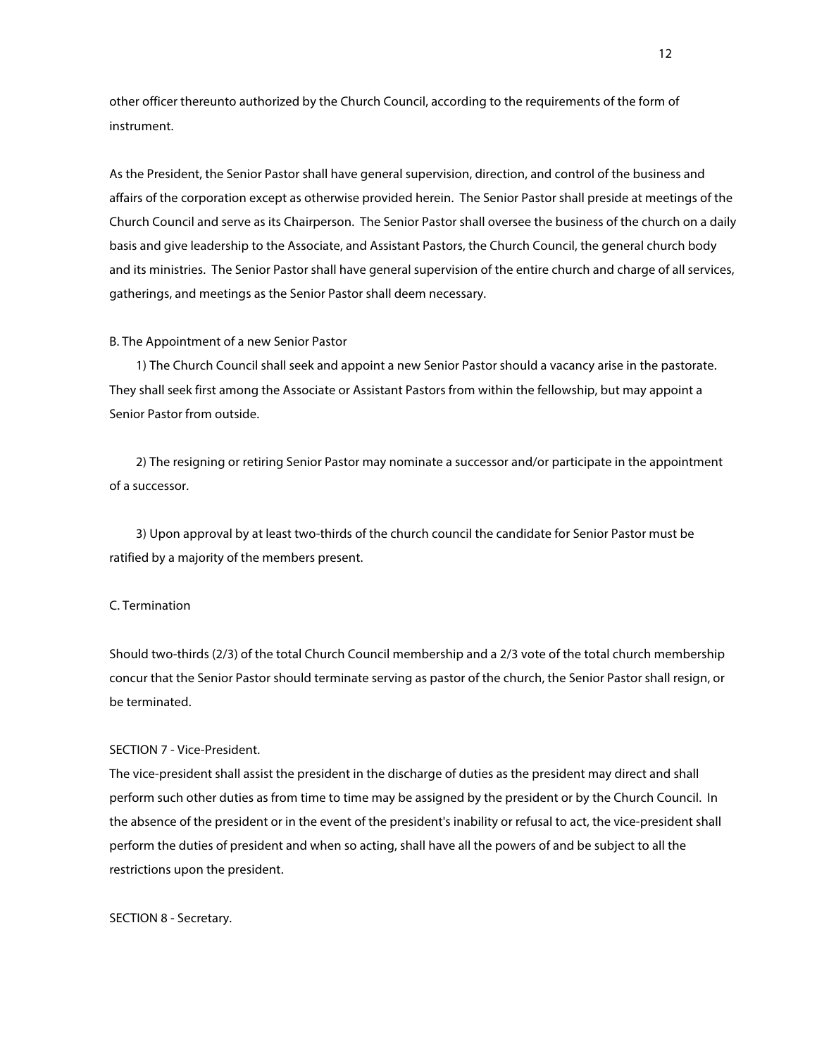other officer thereunto authorized by the Church Council, according to the requirements of the form of instrument.

As the President, the Senior Pastor shall have general supervision, direction, and control of the business and affairs of the corporation except as otherwise provided herein. The Senior Pastor shall preside at meetings of the Church Council and serve as its Chairperson. The Senior Pastor shall oversee the business of the church on a daily basis and give leadership to the Associate, and Assistant Pastors, the Church Council, the general church body and its ministries. The Senior Pastor shall have general supervision of the entire church and charge of all services, gatherings, and meetings as the Senior Pastor shall deem necessary.

B. The Appointment of a new Senior Pastor

1) The Church Council shall seek and appoint a new Senior Pastor should a vacancy arise in the pastorate. They shall seek first among the Associate or Assistant Pastors from within the fellowship, but may appoint a Senior Pastor from outside.

2) The resigning or retiring Senior Pastor may nominate a successor and/or participate in the appointment of a successor.

3) Upon approval by at least two-thirds of the church council the candidate for Senior Pastor must be ratified by a majority of the members present.

C. Termination

Should two-thirds (2/3) of the total Church Council membership and a 2/3 vote of the total church membership concur that the Senior Pastor should terminate serving as pastor of the church, the Senior Pastor shall resign, or be terminated.

SECTION 7 - Vice-President.

The vice-president shall assist the president in the discharge of duties as the president may direct and shall perform such other duties as from time to time may be assigned by the president or by the Church Council. In the absence of the president or in the event of the president's inability or refusal to act, the vice-president shall perform the duties of president and when so acting, shall have all the powers of and be subject to all the restrictions upon the president.

SECTION 8 - Secretary.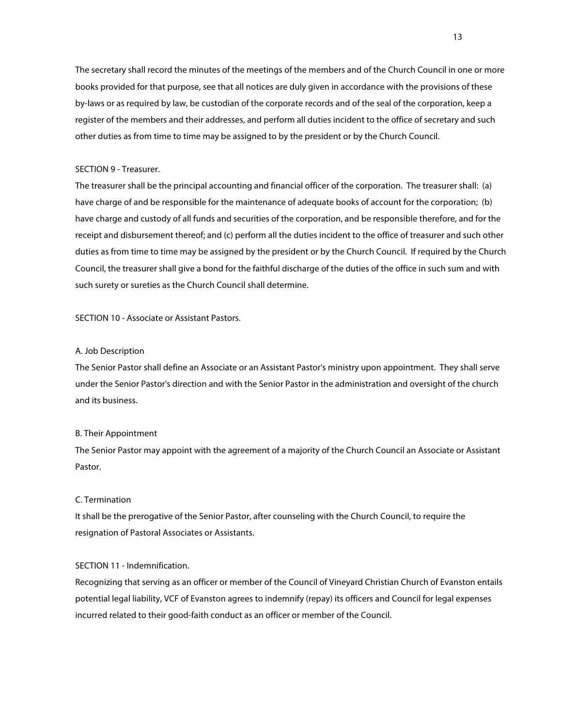The secretary shall record the minutes of the meetings of the members and of the Church Council in one or more books provided for that purpose, see that all notices are duly given in accordance with the provisions of these by-laws or as required by law, be custodian of the corporate records and of the seal of the corporation, keep a register of the members and their addresses, and perform all duties incident to the office of secretary and such other duties as from time to time may be assigned to by the president or by the Church Council.

SECTION 9 - Treasurer.

The treasurer shall be the principal accounting and financial officer of the corporation. The treasurer shall: (a) have charge of and be responsible for the maintenance of adequate books of account for the corporation; (b) have charge and custody of all funds and securities of the corporation, and be responsible therefore, and for the receipt and disbursement thereof; and (c) perform all the duties incident to the office of treasurer and such other duties as from time to time may be assigned by the president or by the Church Council. If required by the Church Council, the treasurer shall give a bond for the faithful discharge of the duties of the office in such sum and with such surety or sureties as the Church Council shall determine.

SECTION 10 - Associate or Assistant Pastors.

A. Job Description

The Senior Pastor shall define an Associate or an Assistant Pastor's ministry upon appointment. They shall serve under the Senior Pastor's direction and with the Senior Pastor in the administration and oversight of the church and its business.

B. Their Appointment

The Senior Pastor may appoint with the agreement of a majority of the Church Council an Associate or Assistant Pastor.

C. Termination

It shall be the prerogative of the Senior Pastor, after counseling with the Church Council, to require the resignation of Pastoral Associates or Assistants.

SECTION 11 - Indemnification.

Recognizing that serving as an officer or member of the Council of Vineyard Christian Church of Evanston entails potential legal liability, VCF of Evanston agrees to indemnify (repay) its officers and Council for legal expenses incurred related to their good-faith conduct as an officer or member of the Council.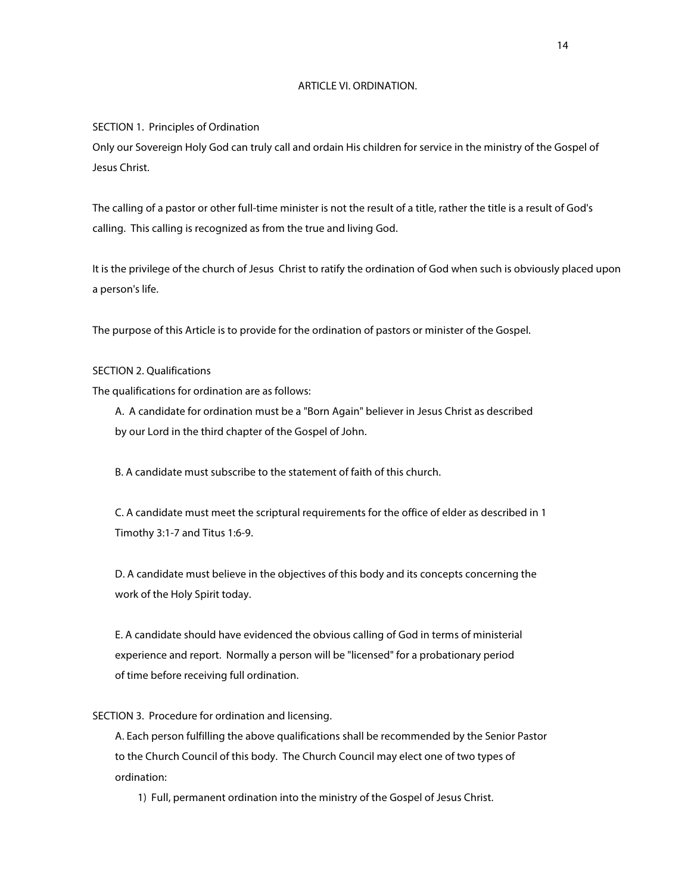## ARTICLE VI. ORDINATION.

SECTION 1. Principles of Ordination

Only our Sovereign Holy God can truly call and ordain His children for service in the ministry of the Gospel of Jesus Christ.

The calling of a pastor or other full-time minister is not the result of a title, rather the title is a result of God's calling. This calling is recognized as from the true and living God.

It is the privilege of the church of Jesus Christ to ratify the ordination of God when such is obviously placed upon a person's life.

The purpose of this Article is to provide for the ordination of pastors or minister of the Gospel.

SECTION 2. Qualifications

The qualifications for ordination are as follows:

A. A candidate for ordination must be a "Born Again" believer in Jesus Christ as described by our Lord in the third chapter of the Gospel of John.

B. A candidate must subscribe to the statement of faith of this church.

C. A candidate must meet the scriptural requirements for the office of elder as described in 1 Timothy 3:1-7 and Titus 1:6-9.

D. A candidate must believe in the objectives of this body and its concepts concerning the work of the Holy Spirit today.

E. A candidate should have evidenced the obvious calling of God in terms of ministerial experience and report. Normally a person will be "licensed" for a probationary period of time before receiving full ordination.

SECTION 3. Procedure for ordination and licensing.

A. Each person fulfilling the above qualifications shall be recommended by the Senior Pastor to the Church Council of this body. The Church Council may elect one of two types of ordination:

1) Full, permanent ordination into the ministry of the Gospel of Jesus Christ.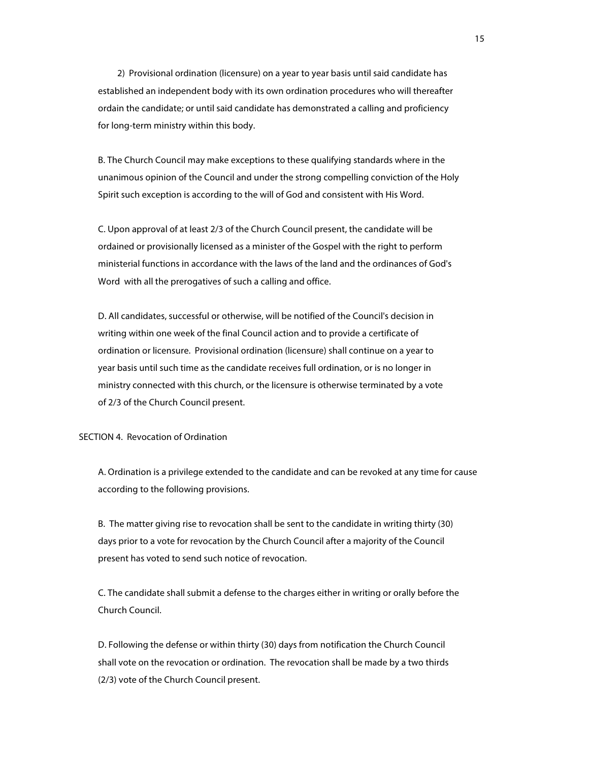2) Provisional ordination (licensure) on a year to year basis until said candidate has established an independent body with its own ordination procedures who will thereafter ordain the candidate; or until said candidate has demonstrated a calling and proficiency for long-term ministry within this body.

B. The Church Council may make exceptions to these qualifying standards where in the unanimous opinion of the Council and under the strong compelling conviction of the Holy Spirit such exception is according to the will of God and consistent with His Word.

C. Upon approval of at least 2/3 of the Church Council present, the candidate will be ordained or provisionally licensed as a minister of the Gospel with the right to perform ministerial functions in accordance with the laws of the land and the ordinances of God's Word with all the prerogatives of such a calling and office.

D. All candidates, successful or otherwise, will be notified of the Council's decision in writing within one week of the final Council action and to provide a certificate of ordination or licensure. Provisional ordination (licensure) shall continue on a year to year basis until such time as the candidate receives full ordination, or is no longer in ministry connected with this church, or the licensure is otherwise terminated by a vote of 2/3 of the Church Council present.

SECTION 4. Revocation of Ordination

A. Ordination is a privilege extended to the candidate and can be revoked at any time for cause according to the following provisions.

B. The matter giving rise to revocation shall be sent to the candidate in writing thirty (30) days prior to a vote for revocation by the Church Council after a majority of the Council present has voted to send such notice of revocation.

C. The candidate shall submit a defense to the charges either in writing or orally before the Church Council.

D. Following the defense or within thirty (30) days from notification the Church Council shall vote on the revocation or ordination. The revocation shall be made by a two thirds (2/3) vote of the Church Council present.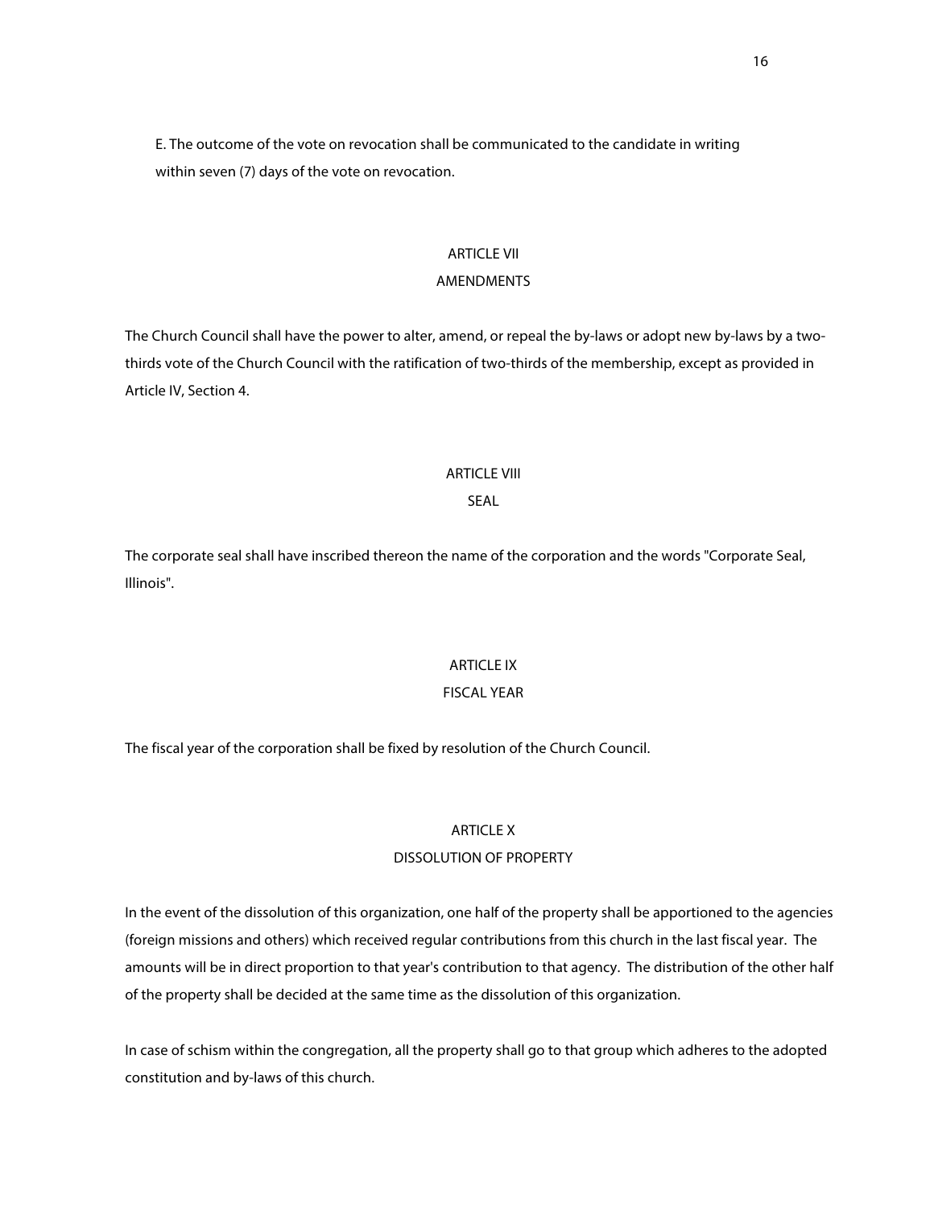E. The outcome of the vote on revocation shall be communicated to the candidate in writing within seven (7) days of the vote on revocation.

## ARTICLE VII
## AMENDMENTS

The Church Council shall have the power to alter, amend, or repeal the by-laws or adopt new by-laws by a two-thirds vote of the Church Council with the ratification of two-thirds of the membership, except as provided in Article IV, Section 4.

## ARTICLE VIII
## SEAL

The corporate seal shall have inscribed thereon the name of the corporation and the words "Corporate Seal, Illinois".

## ARTICLE IX
## FISCAL YEAR

The fiscal year of the corporation shall be fixed by resolution of the Church Council.

## ARTICLE X
## DISSOLUTION OF PROPERTY

In the event of the dissolution of this organization, one half of the property shall be apportioned to the agencies (foreign missions and others) which received regular contributions from this church in the last fiscal year. The amounts will be in direct proportion to that year's contribution to that agency. The distribution of the other half of the property shall be decided at the same time as the dissolution of this organization.

In case of schism within the congregation, all the property shall go to that group which adheres to the adopted constitution and by-laws of this church.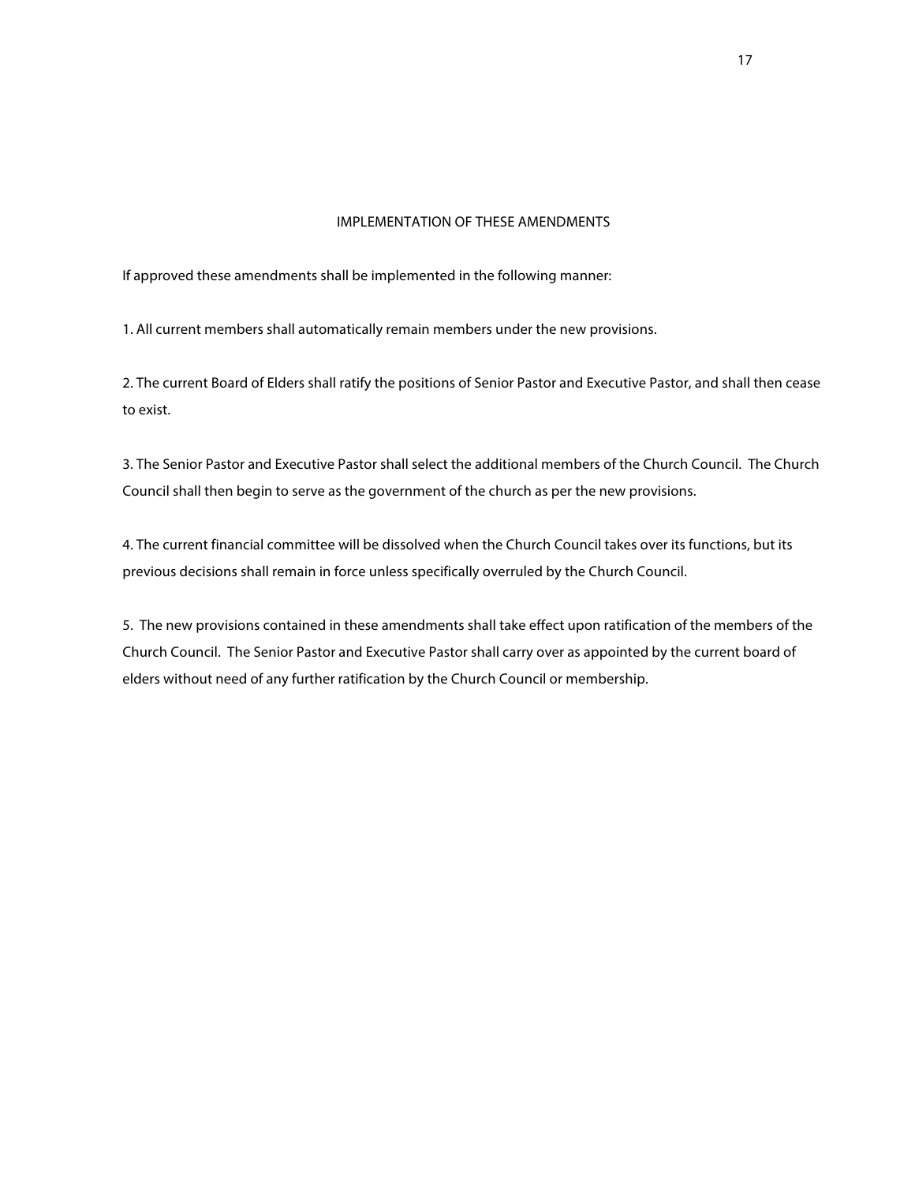## IMPLEMENTATION OF THESE AMENDMENTS

If approved these amendments shall be implemented in the following manner:

1. All current members shall automatically remain members under the new provisions.

2. The current Board of Elders shall ratify the positions of Senior Pastor and Executive Pastor, and shall then cease to exist.

3. The Senior Pastor and Executive Pastor shall select the additional members of the Church Council. The Church Council shall then begin to serve as the government of the church as per the new provisions.

4. The current financial committee will be dissolved when the Church Council takes over its functions, but its previous decisions shall remain in force unless specifically overruled by the Church Council.

5. The new provisions contained in these amendments shall take effect upon ratification of the members of the Church Council. The Senior Pastor and Executive Pastor shall carry over as appointed by the current board of elders without need of any further ratification by the Church Council or membership.